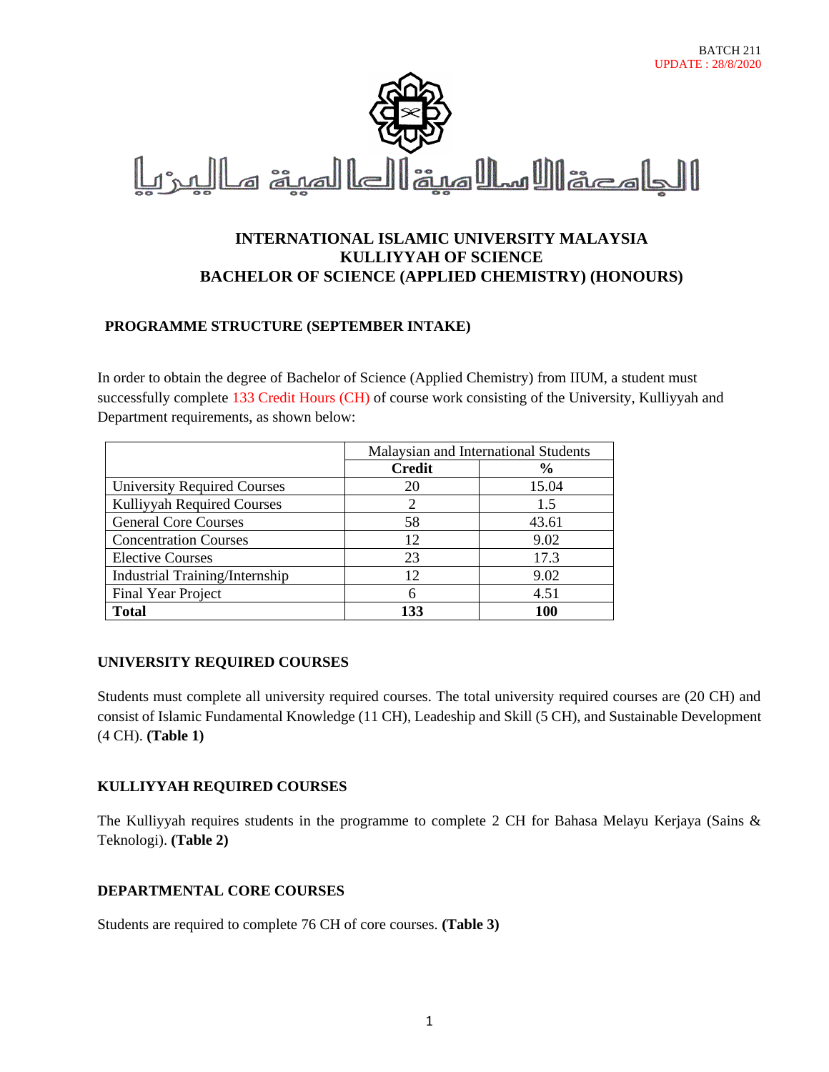BATCH 211
UPDATE : 28/8/2020

الجامعة الإسلامية العالمية ماليزيا

# INTERNATIONAL ISLAMIC UNIVERSITY MALAYSIA
# KULLIYYAH OF SCIENCE
# BACHELOR OF SCIENCE (APPLIED CHEMISTRY) (HONOURS)

## PROGRAMME STRUCTURE (SEPTEMBER INTAKE)

In order to obtain the degree of Bachelor of Science (Applied Chemistry) from IIUM, a student must successfully complete 133 Credit Hours (CH) of course work consisting of the University, Kulliyyah and Department requirements, as shown below:

| | Malaysian and International Students | |
|---|---|---|
| | **Credit** | **%** |
| University Required Courses | 20 | 15.04 |
| Kulliyyah Required Courses | 2 | 1.5 |
| General Core Courses | 58 | 43.61 |
| Concentration Courses | 12 | 9.02 |
| Elective Courses | 23 | 17.3 |
| Industrial Training/Internship | 12 | 9.02 |
| Final Year Project | 6 | 4.51 |
| **Total** | **133** | **100** |

## UNIVERSITY REQUIRED COURSES

Students must complete all university required courses. The total university required courses are (20 CH) and consist of Islamic Fundamental Knowledge (11 CH), Leadeship and Skill (5 CH), and Sustainable Development (4 CH). **(Table 1)**

## KULLIYYAH REQUIRED COURSES

The Kulliyyah requires students in the programme to complete 2 CH for Bahasa Melayu Kerjaya (Sains & Teknologi). **(Table 2)**

## DEPARTMENTAL CORE COURSES

Students are required to complete 76 CH of core courses. **(Table 3)**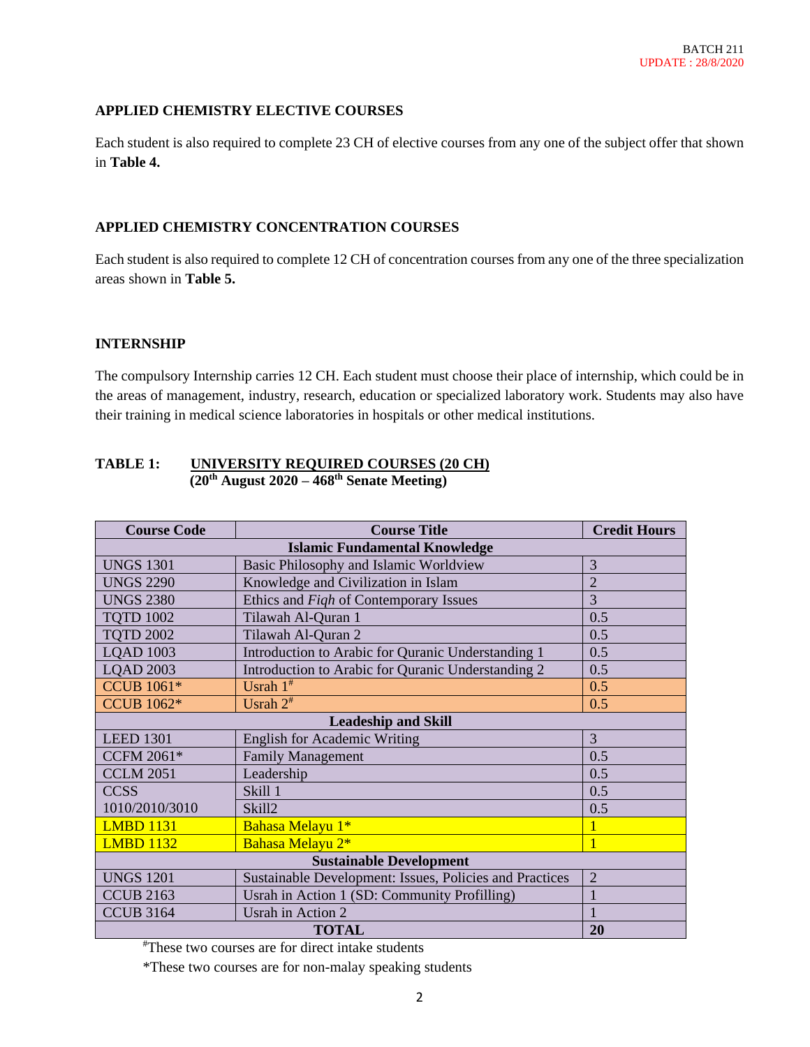## APPLIED CHEMISTRY ELECTIVE COURSES

Each student is also required to complete 23 CH of elective courses from any one of the subject offer that shown in **Table 4.**

## APPLIED CHEMISTRY CONCENTRATION COURSES

Each student is also required to complete 12 CH of concentration courses from any one of the three specialization areas shown in **Table 5.**

## INTERNSHIP

The compulsory Internship carries 12 CH. Each student must choose their place of internship, which could be in the areas of management, industry, research, education or specialized laboratory work. Students may also have their training in medical science laboratories in hospitals or other medical institutions.

**TABLE 1: UNIVERSITY REQUIRED COURSES (20 CH)**
**(20th August 2020 – 468th Senate Meeting)**

| Course Code | Course Title | Credit Hours |
|---|---|---|
| **Islamic Fundamental Knowledge** | | |
| UNGS 1301 | Basic Philosophy and Islamic Worldview | 3 |
| UNGS 2290 | Knowledge and Civilization in Islam | 2 |
| UNGS 2380 | Ethics and *Fiqh* of Contemporary Issues | 3 |
| TQTD 1002 | Tilawah Al-Quran 1 | 0.5 |
| TQTD 2002 | Tilawah Al-Quran 2 | 0.5 |
| LQAD 1003 | Introduction to Arabic for Quranic Understanding 1 | 0.5 |
| LQAD 2003 | Introduction to Arabic for Quranic Understanding 2 | 0.5 |
| CCUB 1061* | Usrah 1# | 0.5 |
| CCUB 1062* | Usrah 2# | 0.5 |
| **Leadership and Skill** | | |
| LEED 1301 | English for Academic Writing | 3 |
| CCFM 2061* | Family Management | 0.5 |
| CCLM 2051 | Leadership | 0.5 |
| CCSS 1010/2010/3010 | Skill 1 | 0.5 |
| | Skill2 | 0.5 |
| LMBD 1131 | Bahasa Melayu 1* | 1 |
| LMBD 1132 | Bahasa Melayu 2* | 1 |
| **Sustainable Development** | | |
| UNGS 1201 | Sustainable Development: Issues, Policies and Practices | 2 |
| CCUB 2163 | Usrah in Action 1 (SD: Community Profilling) | 1 |
| CCUB 3164 | Usrah in Action 2 | 1 |
| **TOTAL** | | **20** |

#These two courses are for direct intake students

*These two courses are for non-malay speaking students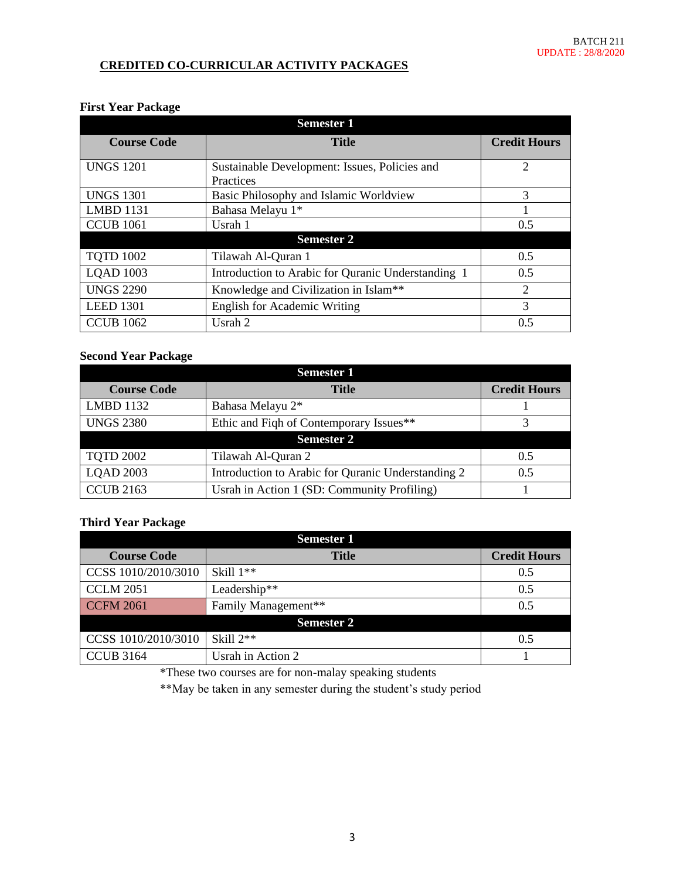BATCH 211
UPDATE : 28/8/2020

## CREDITED CO-CURRICULAR ACTIVITY PACKAGES

### First Year Package

| Course Code | Title | Credit Hours |
|---|---|---|
| **Semester 1** | | |
| UNGS 1201 | Sustainable Development: Issues, Policies and Practices | 2 |
| UNGS 1301 | Basic Philosophy and Islamic Worldview | 3 |
| LMBD 1131 | Bahasa Melayu 1* | 1 |
| CCUB 1061 | Usrah 1 | 0.5 |
| **Semester 2** | | |
| TQTD 1002 | Tilawah Al-Quran 1 | 0.5 |
| LQAD 1003 | Introduction to Arabic for Quranic Understanding 1 | 0.5 |
| UNGS 2290 | Knowledge and Civilization in Islam** | 2 |
| LEED 1301 | English for Academic Writing | 3 |
| CCUB 1062 | Usrah 2 | 0.5 |

### Second Year Package

| Course Code | Title | Credit Hours |
|---|---|---|
| **Semester 1** | | |
| LMBD 1132 | Bahasa Melayu 2* | 1 |
| UNGS 2380 | Ethic and Fiqh of Contemporary Issues** | 3 |
| **Semester 2** | | |
| TQTD 2002 | Tilawah Al-Quran 2 | 0.5 |
| LQAD 2003 | Introduction to Arabic for Quranic Understanding 2 | 0.5 |
| CCUB 2163 | Usrah in Action 1 (SD: Community Profiling) | 1 |

### Third Year Package

| Course Code | Title | Credit Hours |
|---|---|---|
| **Semester 1** | | |
| CCSS 1010/2010/3010 | Skill 1** | 0.5 |
| CCLM 2051 | Leadership** | 0.5 |
| CCFM 2061 | Family Management** | 0.5 |
| **Semester 2** | | |
| CCSS 1010/2010/3010 | Skill 2** | 0.5 |
| CCUB 3164 | Usrah in Action 2 | 1 |

*These two courses are for non-malay speaking students

**May be taken in any semester during the student's study period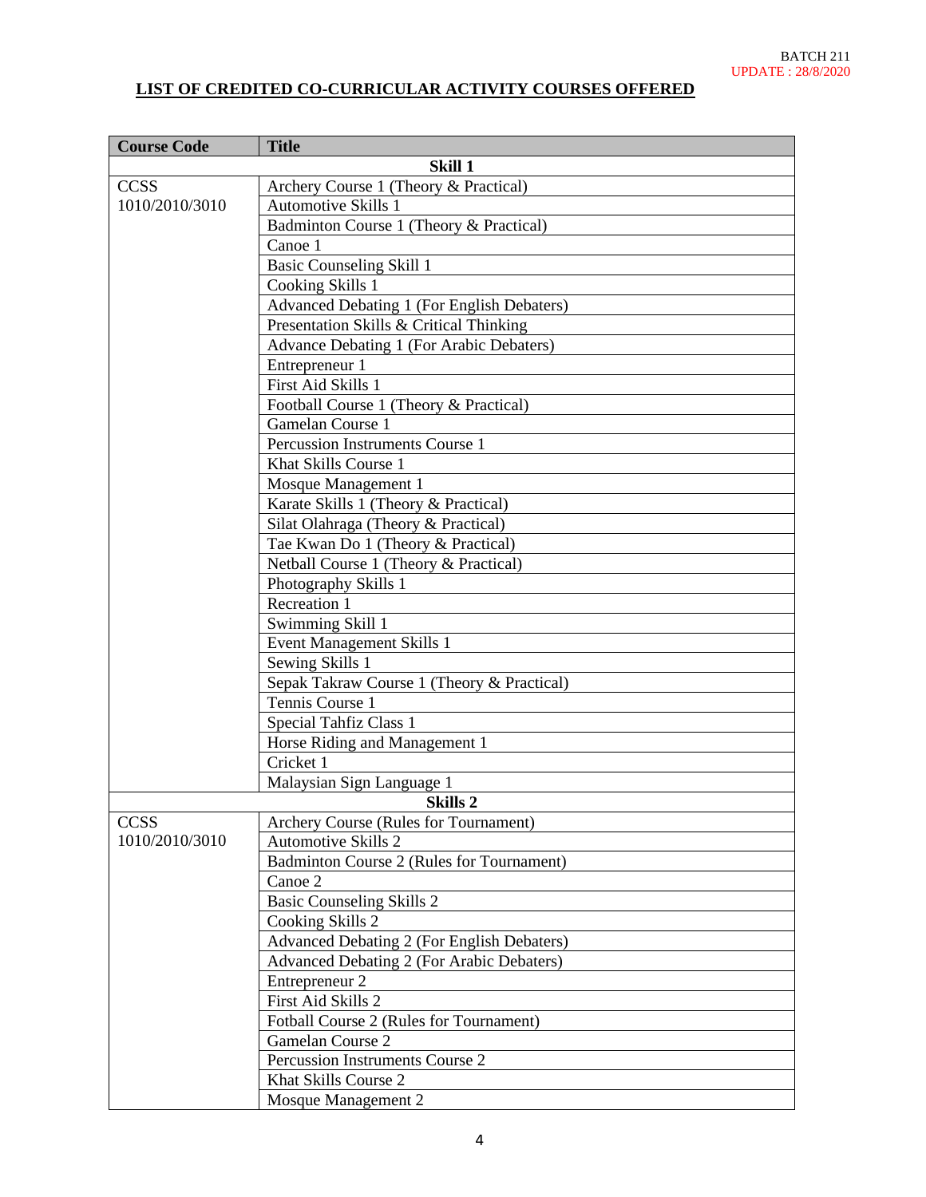BATCH 211
UPDATE : 28/8/2020

**LIST OF CREDITED CO-CURRICULAR ACTIVITY COURSES OFFERED**

| Course Code | Title |
|---|---|
| | **Skill 1** |
| CCSS 1010/2010/3010 | Archery Course 1 (Theory & Practical) |
| | Automotive Skills 1 |
| | Badminton Course 1 (Theory & Practical) |
| | Canoe 1 |
| | Basic Counseling Skill 1 |
| | Cooking Skills 1 |
| | Advanced Debating 1 (For English Debaters) |
| | Presentation Skills & Critical Thinking |
| | Advance Debating 1 (For Arabic Debaters) |
| | Entrepreneur 1 |
| | First Aid Skills 1 |
| | Football Course 1 (Theory & Practical) |
| | Gamelan Course 1 |
| | Percussion Instruments Course 1 |
| | Khat Skills Course 1 |
| | Mosque Management 1 |
| | Karate Skills 1 (Theory & Practical) |
| | Silat Olahraga (Theory & Practical) |
| | Tae Kwan Do 1 (Theory & Practical) |
| | Netball Course 1 (Theory & Practical) |
| | Photography Skills 1 |
| | Recreation 1 |
| | Swimming Skill 1 |
| | Event Management Skills 1 |
| | Sewing Skills 1 |
| | Sepak Takraw Course 1 (Theory & Practical) |
| | Tennis Course 1 |
| | Special Tahfiz Class 1 |
| | Horse Riding and Management 1 |
| | Cricket 1 |
| | Malaysian Sign Language 1 |
| | **Skills 2** |
| CCSS 1010/2010/3010 | Archery Course (Rules for Tournament) |
| | Automotive Skills 2 |
| | Badminton Course 2 (Rules for Tournament) |
| | Canoe 2 |
| | Basic Counseling Skills 2 |
| | Cooking Skills 2 |
| | Advanced Debating 2 (For English Debaters) |
| | Advanced Debating 2 (For Arabic Debaters) |
| | Entrepreneur 2 |
| | First Aid Skills 2 |
| | Fotball Course 2 (Rules for Tournament) |
| | Gamelan Course 2 |
| | Percussion Instruments Course 2 |
| | Khat Skills Course 2 |
| | Mosque Management 2 |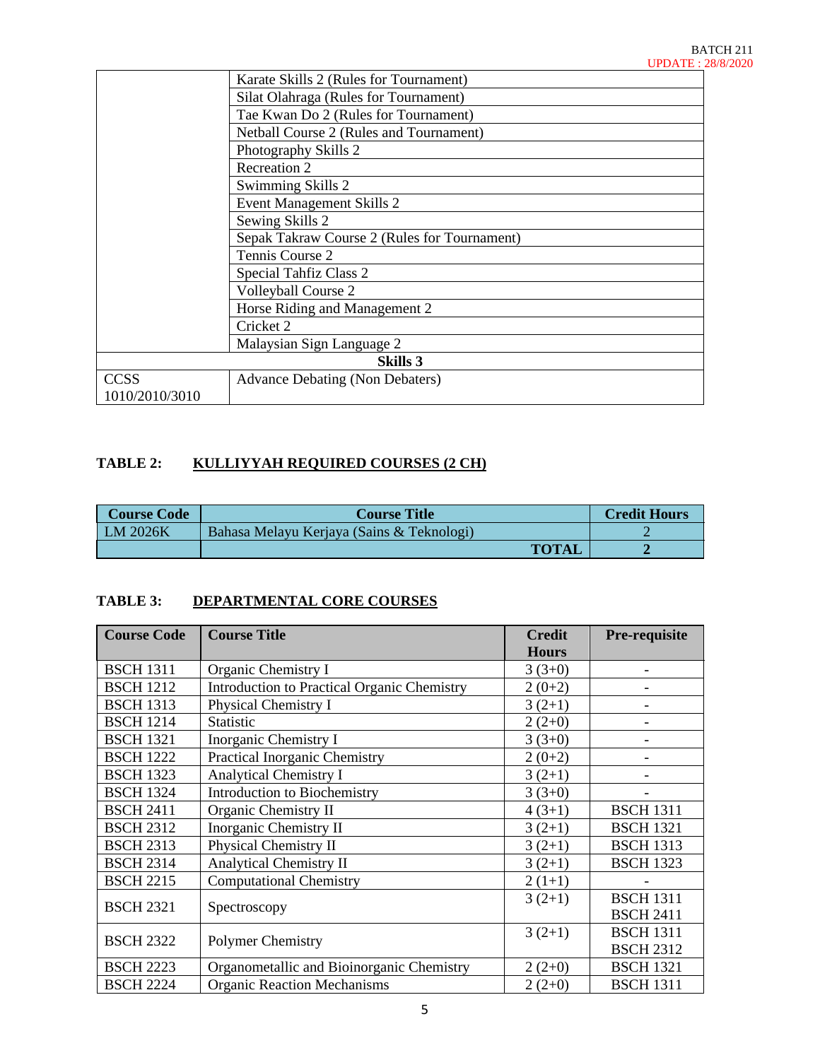| | |
|---|---|
| | Karate Skills 2 (Rules for Tournament) |
| | Silat Olahraga (Rules for Tournament) |
| | Tae Kwan Do 2 (Rules for Tournament) |
| | Netball Course 2 (Rules and Tournament) |
| | Photography Skills 2 |
| | Recreation 2 |
| | Swimming Skills 2 |
| | Event Management Skills 2 |
| | Sewing Skills 2 |
| | Sepak Takraw Course 2 (Rules for Tournament) |
| | Tennis Course 2 |
| | Special Tahfiz Class 2 |
| | Volleyball Course 2 |
| | Horse Riding and Management 2 |
| | Cricket 2 |
| | Malaysian Sign Language 2 |
| **Skills 3** | |
| CCSS 1010/2010/3010 | Advance Debating (Non Debaters) |

**TABLE 2: KULLIYYAH REQUIRED COURSES (2 CH)**

| Course Code | Course Title | Credit Hours |
|---|---|---|
| LM 2026K | Bahasa Melayu Kerjaya (Sains & Teknologi) | 2 |
| | **TOTAL** | **2** |

**TABLE 3: DEPARTMENTAL CORE COURSES**

| Course Code | Course Title | Credit Hours | Pre-requisite |
|---|---|---|---|
| BSCH 1311 | Organic Chemistry I | 3 (3+0) | - |
| BSCH 1212 | Introduction to Practical Organic Chemistry | 2 (0+2) | - |
| BSCH 1313 | Physical Chemistry I | 3 (2+1) | - |
| BSCH 1214 | Statistic | 2 (2+0) | - |
| BSCH 1321 | Inorganic Chemistry I | 3 (3+0) | - |
| BSCH 1222 | Practical Inorganic Chemistry | 2 (0+2) | - |
| BSCH 1323 | Analytical Chemistry I | 3 (2+1) | - |
| BSCH 1324 | Introduction to Biochemistry | 3 (3+0) | - |
| BSCH 2411 | Organic Chemistry II | 4 (3+1) | BSCH 1311 |
| BSCH 2312 | Inorganic Chemistry II | 3 (2+1) | BSCH 1321 |
| BSCH 2313 | Physical Chemistry II | 3 (2+1) | BSCH 1313 |
| BSCH 2314 | Analytical Chemistry II | 3 (2+1) | BSCH 1323 |
| BSCH 2215 | Computational Chemistry | 2 (1+1) | - |
| BSCH 2321 | Spectroscopy | 3 (2+1) | BSCH 1311<br>BSCH 2411 |
| BSCH 2322 | Polymer Chemistry | 3 (2+1) | BSCH 1311<br>BSCH 2312 |
| BSCH 2223 | Organometallic and Bioinorganic Chemistry | 2 (2+0) | BSCH 1321 |
| BSCH 2224 | Organic Reaction Mechanisms | 2 (2+0) | BSCH 1311 |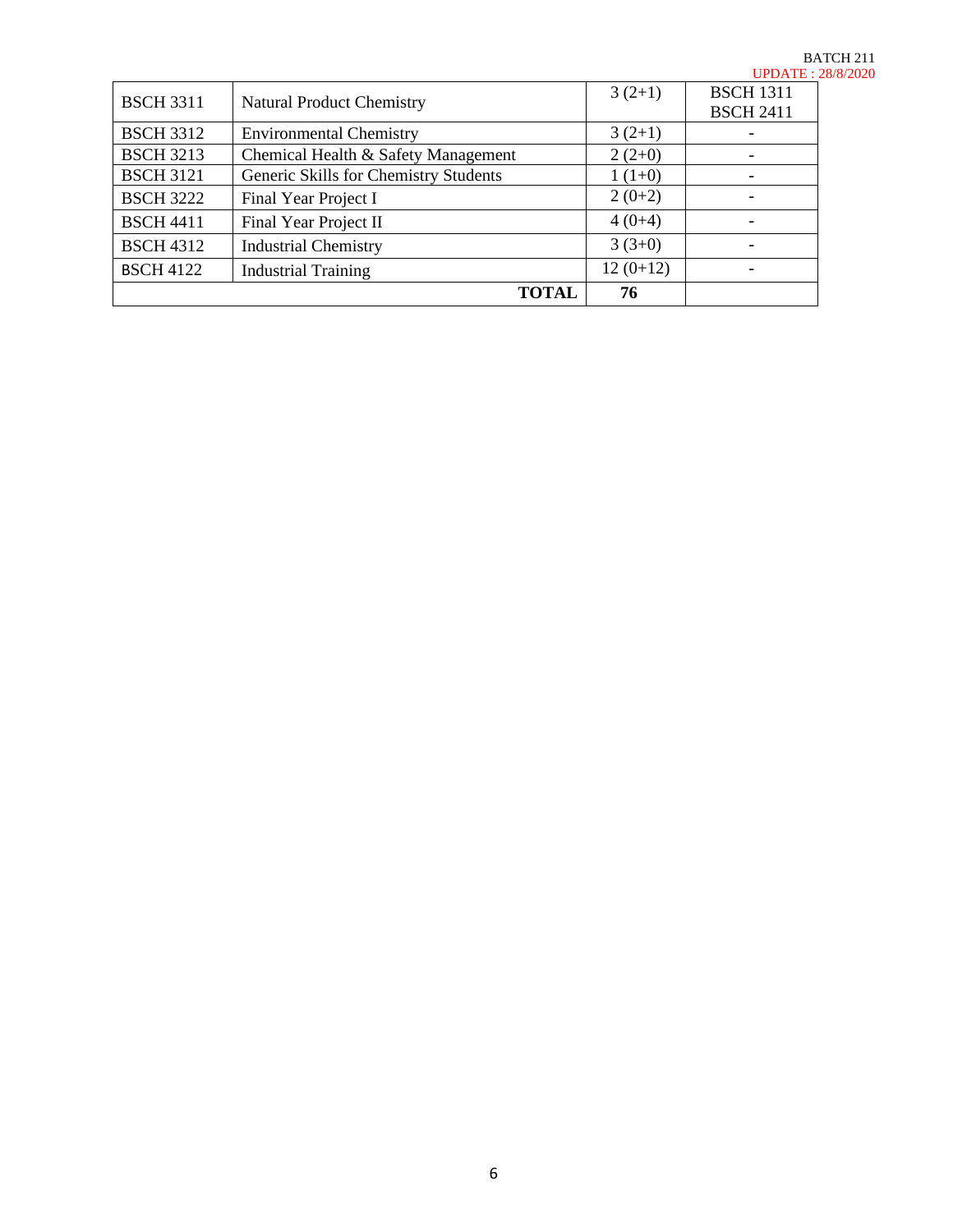| | | | |
|---|---|---|---|
| BSCH 3311 | Natural Product Chemistry | 3 (2+1) | BSCH 1311 BSCH 2411 |
| BSCH 3312 | Environmental Chemistry | 3 (2+1) | - |
| BSCH 3213 | Chemical Health & Safety Management | 2 (2+0) | - |
| BSCH 3121 | Generic Skills for Chemistry Students | 1 (1+0) | - |
| BSCH 3222 | Final Year Project I | 2 (0+2) | - |
| BSCH 4411 | Final Year Project II | 4 (0+4) | - |
| BSCH 4312 | Industrial Chemistry | 3 (3+0) | - |
| BSCH 4122 | Industrial Training | 12 (0+12) | - |
| | **TOTAL** | **76** | |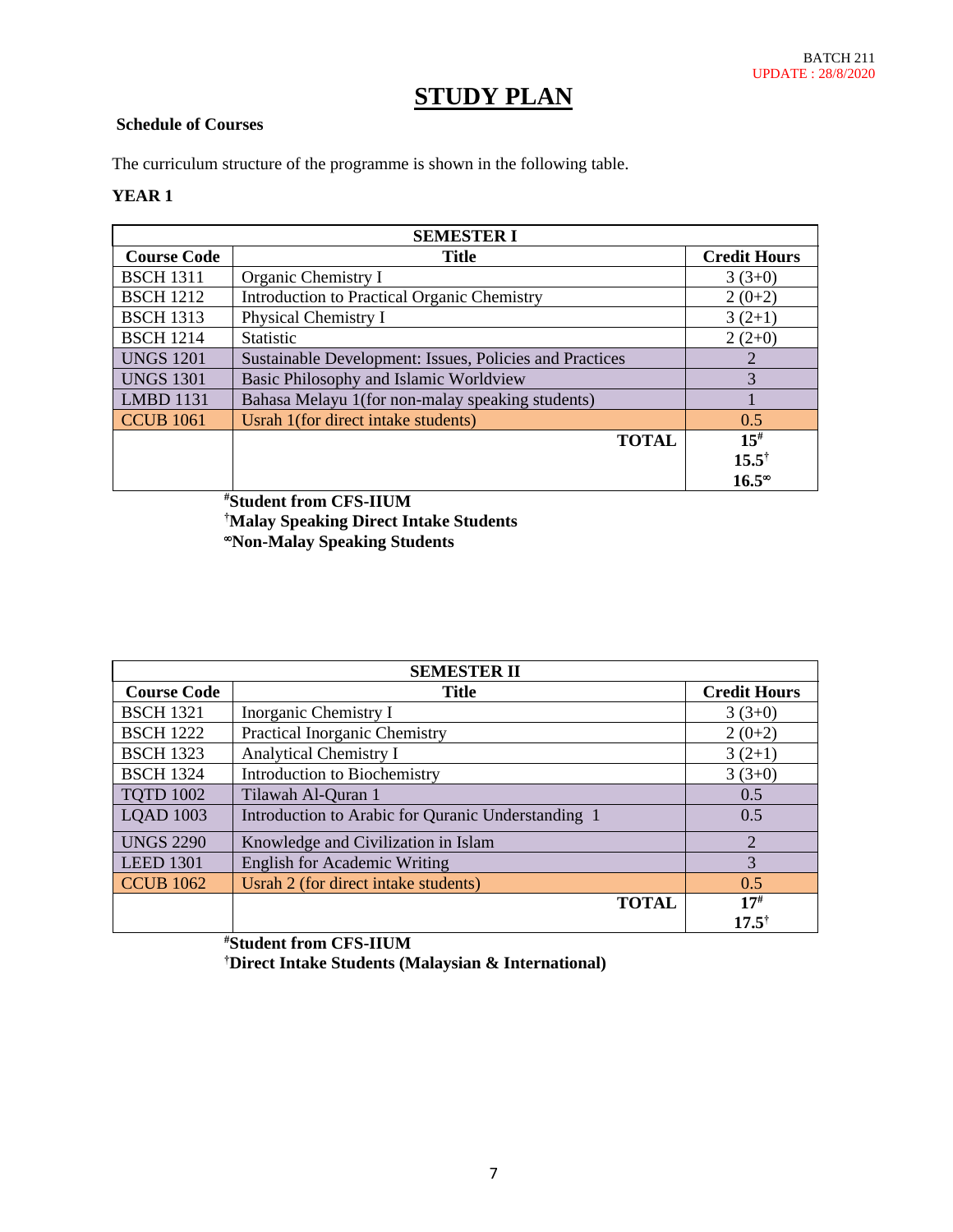BATCH 211
UPDATE : 28/8/2020

# STUDY PLAN

**Schedule of Courses**

The curriculum structure of the programme is shown in the following table.

**YEAR 1**

| SEMESTER I | | |
|---|---|---|
| **Course Code** | **Title** | **Credit Hours** |
| BSCH 1311 | Organic Chemistry I | 3 (3+0) |
| BSCH 1212 | Introduction to Practical Organic Chemistry | 2 (0+2) |
| BSCH 1313 | Physical Chemistry I | 3 (2+1) |
| BSCH 1214 | Statistic | 2 (2+0) |
| UNGS 1201 | Sustainable Development: Issues, Policies and Practices | 2 |
| UNGS 1301 | Basic Philosophy and Islamic Worldview | 3 |
| LMBD 1131 | Bahasa Melayu 1(for non-malay speaking students) | 1 |
| CCUB 1061 | Usrah 1(for direct intake students) | 0.5 |
| | **TOTAL** | **15#** **15.5†** **16.5∞** |

**#Student from CFS-IIUM**
**†Malay Speaking Direct Intake Students**
**∞Non-Malay Speaking Students**

| SEMESTER II | | |
|---|---|---|
| **Course Code** | **Title** | **Credit Hours** |
| BSCH 1321 | Inorganic Chemistry I | 3 (3+0) |
| BSCH 1222 | Practical Inorganic Chemistry | 2 (0+2) |
| BSCH 1323 | Analytical Chemistry I | 3 (2+1) |
| BSCH 1324 | Introduction to Biochemistry | 3 (3+0) |
| TQTD 1002 | Tilawah Al-Quran 1 | 0.5 |
| LQAD 1003 | Introduction to Arabic for Quranic Understanding 1 | 0.5 |
| UNGS 2290 | Knowledge and Civilization in Islam | 2 |
| LEED 1301 | English for Academic Writing | 3 |
| CCUB 1062 | Usrah 2 (for direct intake students) | 0.5 |
| | **TOTAL** | **17#** **17.5†** |

**#Student from CFS-IIUM**
**†Direct Intake Students (Malaysian & International)**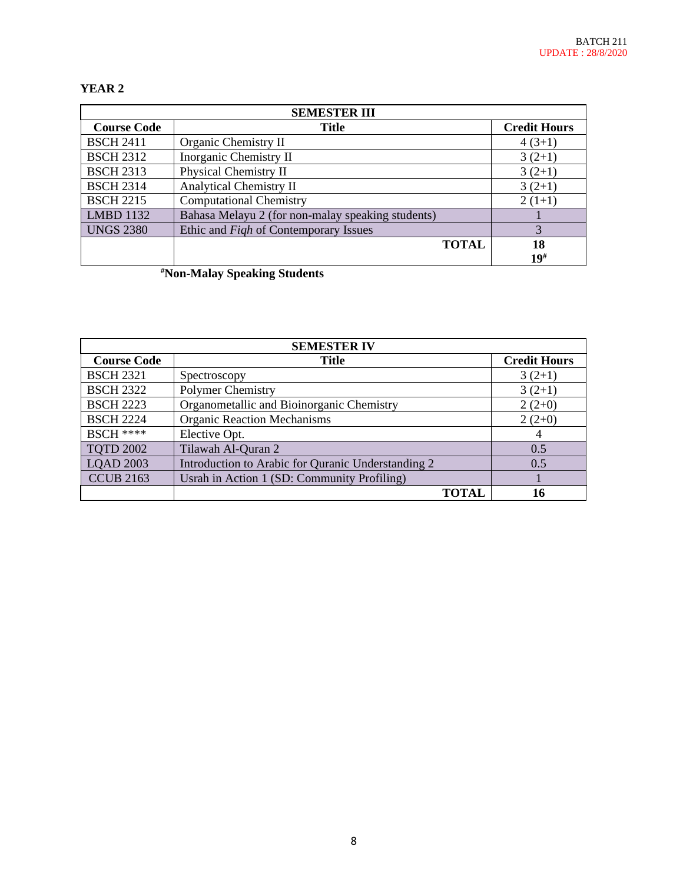## YEAR 2

| SEMESTER III | | |
|---|---|---|
| **Course Code** | **Title** | **Credit Hours** |
| BSCH 2411 | Organic Chemistry II | 4 (3+1) |
| BSCH 2312 | Inorganic Chemistry II | 3 (2+1) |
| BSCH 2313 | Physical Chemistry II | 3 (2+1) |
| BSCH 2314 | Analytical Chemistry II | 3 (2+1) |
| BSCH 2215 | Computational Chemistry | 2 (1+1) |
| LMBD 1132 | Bahasa Melayu 2 (for non-malay speaking students) | 1 |
| UNGS 2380 | Ethic and *Fiqh* of Contemporary Issues | 3 |
| | **TOTAL** | **18** **19#** |

**#Non-Malay Speaking Students**

| SEMESTER IV | | |
|---|---|---|
| **Course Code** | **Title** | **Credit Hours** |
| BSCH 2321 | Spectroscopy | 3 (2+1) |
| BSCH 2322 | Polymer Chemistry | 3 (2+1) |
| BSCH 2223 | Organometallic and Bioinorganic Chemistry | 2 (2+0) |
| BSCH 2224 | Organic Reaction Mechanisms | 2 (2+0) |
| BSCH **** | Elective Opt. | 4 |
| TQTD 2002 | Tilawah Al-Quran 2 | 0.5 |
| LQAD 2003 | Introduction to Arabic for Quranic Understanding 2 | 0.5 |
| CCUB 2163 | Usrah in Action 1 (SD: Community Profiling) | 1 |
| | **TOTAL** | **16** |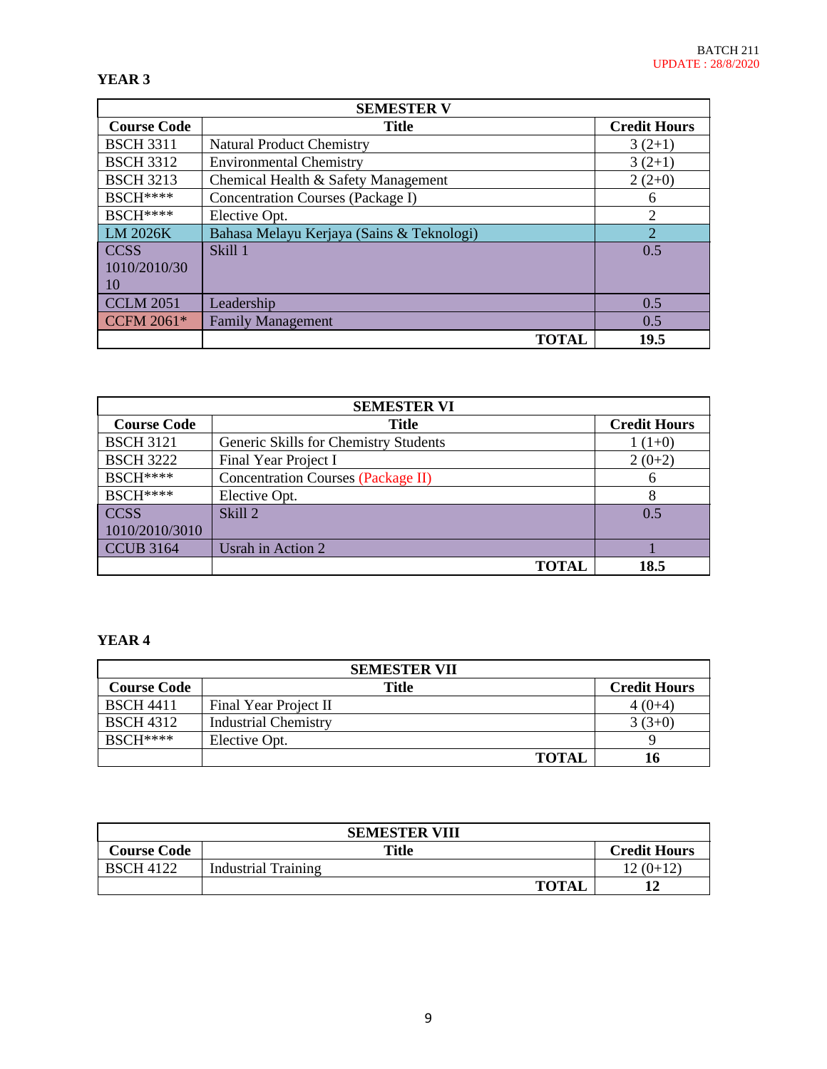BATCH 211
UPDATE : 28/8/2020

**YEAR 3**

| SEMESTER V | | |
|---|---|---|
| **Course Code** | **Title** | **Credit Hours** |
| BSCH 3311 | Natural Product Chemistry | 3 (2+1) |
| BSCH 3312 | Environmental Chemistry | 3 (2+1) |
| BSCH 3213 | Chemical Health & Safety Management | 2 (2+0) |
| BSCH**** | Concentration Courses (Package I) | 6 |
| BSCH**** | Elective Opt. | 2 |
| LM 2026K | Bahasa Melayu Kerjaya (Sains & Teknologi) | 2 |
| CCSS 1010/2010/3010 | Skill 1 | 0.5 |
| CCLM 2051 | Leadership | 0.5 |
| CCFM 2061* | Family Management | 0.5 |
| | **TOTAL** | **19.5** |

| SEMESTER VI | | |
|---|---|---|
| **Course Code** | **Title** | **Credit Hours** |
| BSCH 3121 | Generic Skills for Chemistry Students | 1 (1+0) |
| BSCH 3222 | Final Year Project I | 2 (0+2) |
| BSCH**** | Concentration Courses (Package II) | 6 |
| BSCH**** | Elective Opt. | 8 |
| CCSS 1010/2010/3010 | Skill 2 | 0.5 |
| CCUB 3164 | Usrah in Action 2 | 1 |
| | **TOTAL** | **18.5** |

**YEAR 4**

| SEMESTER VII | | |
|---|---|---|
| **Course Code** | **Title** | **Credit Hours** |
| BSCH 4411 | Final Year Project II | 4 (0+4) |
| BSCH 4312 | Industrial Chemistry | 3 (3+0) |
| BSCH**** | Elective Opt. | 9 |
| | **TOTAL** | **16** |

| SEMESTER VIII | | |
|---|---|---|
| **Course Code** | **Title** | **Credit Hours** |
| BSCH 4122 | Industrial Training | 12 (0+12) |
| | **TOTAL** | **12** |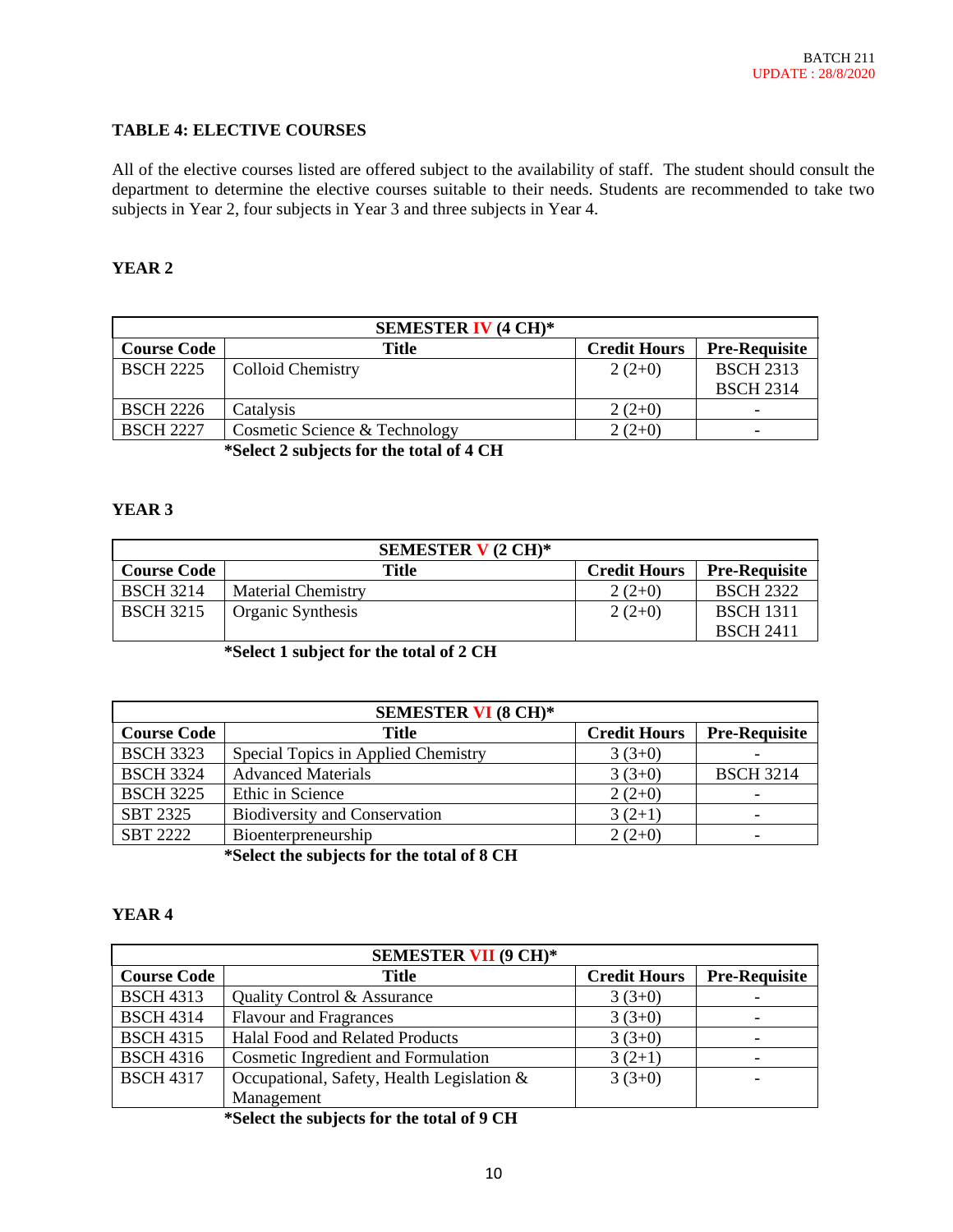BATCH 211
UPDATE : 28/8/2020

### TABLE 4: ELECTIVE COURSES

All of the elective courses listed are offered subject to the availability of staff. The student should consult the department to determine the elective courses suitable to their needs. Students are recommended to take two subjects in Year 2, four subjects in Year 3 and three subjects in Year 4.

### YEAR 2

| SEMESTER IV (4 CH)* | | | |
|---|---|---|---|
| **Course Code** | **Title** | **Credit Hours** | **Pre-Requisite** |
| BSCH 2225 | Colloid Chemistry | 2 (2+0) | BSCH 2313<br>BSCH 2314 |
| BSCH 2226 | Catalysis | 2 (2+0) | - |
| BSCH 2227 | Cosmetic Science & Technology | 2 (2+0) | - |

**\*Select 2 subjects for the total of 4 CH**

### YEAR 3

| SEMESTER V (2 CH)* | | | |
|---|---|---|---|
| **Course Code** | **Title** | **Credit Hours** | **Pre-Requisite** |
| BSCH 3214 | Material Chemistry | 2 (2+0) | BSCH 2322 |
| BSCH 3215 | Organic Synthesis | 2 (2+0) | BSCH 1311<br>BSCH 2411 |

**\*Select 1 subject for the total of 2 CH**

| SEMESTER VI (8 CH)* | | | |
|---|---|---|---|
| **Course Code** | **Title** | **Credit Hours** | **Pre-Requisite** |
| BSCH 3323 | Special Topics in Applied Chemistry | 3 (3+0) | - |
| BSCH 3324 | Advanced Materials | 3 (3+0) | BSCH 3214 |
| BSCH 3225 | Ethic in Science | 2 (2+0) | - |
| SBT 2325 | Biodiversity and Conservation | 3 (2+1) | - |
| SBT 2222 | Bioenterpreneurship | 2 (2+0) | - |

**\*Select the subjects for the total of 8 CH**

### YEAR 4

| SEMESTER VII (9 CH)* | | | |
|---|---|---|---|
| **Course Code** | **Title** | **Credit Hours** | **Pre-Requisite** |
| BSCH 4313 | Quality Control & Assurance | 3 (3+0) | - |
| BSCH 4314 | Flavour and Fragrances | 3 (3+0) | - |
| BSCH 4315 | Halal Food and Related Products | 3 (3+0) | - |
| BSCH 4316 | Cosmetic Ingredient and Formulation | 3 (2+1) | - |
| BSCH 4317 | Occupational, Safety, Health Legislation & Management | 3 (3+0) | - |

**\*Select the subjects for the total of 9 CH**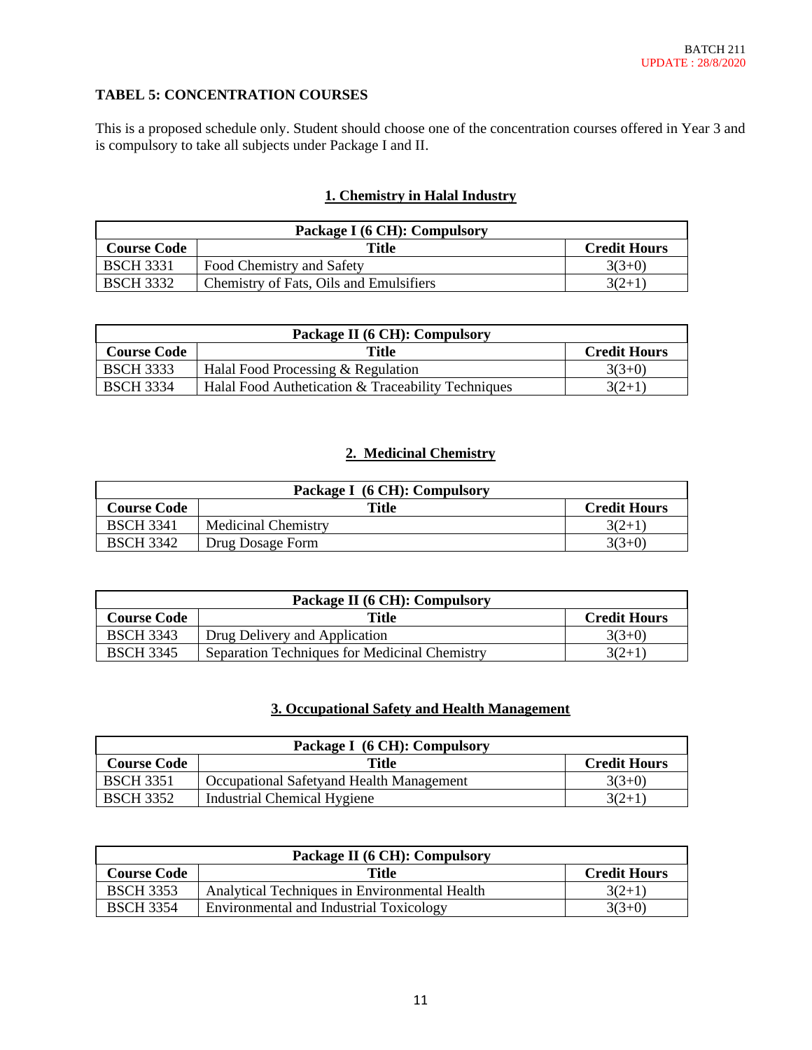BATCH 211
UPDATE : 28/8/2020

**TABEL 5: CONCENTRATION COURSES**

This is a proposed schedule only. Student should choose one of the concentration courses offered in Year 3 and is compulsory to take all subjects under Package I and II.

## 1. Chemistry in Halal Industry

| Package I (6 CH): Compulsory | | |
|---|---|---|
| **Course Code** | **Title** | **Credit Hours** |
| BSCH 3331 | Food Chemistry and Safety | 3(3+0) |
| BSCH 3332 | Chemistry of Fats, Oils and Emulsifiers | 3(2+1) |

| Package II (6 CH): Compulsory | | |
|---|---|---|
| **Course Code** | **Title** | **Credit Hours** |
| BSCH 3333 | Halal Food Processing & Regulation | 3(3+0) |
| BSCH 3334 | Halal Food Authetication & Traceability Techniques | 3(2+1) |

## 2. Medicinal Chemistry

| Package I (6 CH): Compulsory | | |
|---|---|---|
| **Course Code** | **Title** | **Credit Hours** |
| BSCH 3341 | Medicinal Chemistry | 3(2+1) |
| BSCH 3342 | Drug Dosage Form | 3(3+0) |

| Package II (6 CH): Compulsory | | |
|---|---|---|
| **Course Code** | **Title** | **Credit Hours** |
| BSCH 3343 | Drug Delivery and Application | 3(3+0) |
| BSCH 3345 | Separation Techniques for Medicinal Chemistry | 3(2+1) |

## 3. Occupational Safety and Health Management

| Package I (6 CH): Compulsory | | |
|---|---|---|
| **Course Code** | **Title** | **Credit Hours** |
| BSCH 3351 | Occupational Safetyand Health Management | 3(3+0) |
| BSCH 3352 | Industrial Chemical Hygiene | 3(2+1) |

| Package II (6 CH): Compulsory | | |
|---|---|---|
| **Course Code** | **Title** | **Credit Hours** |
| BSCH 3353 | Analytical Techniques in Environmental Health | 3(2+1) |
| BSCH 3354 | Environmental and Industrial Toxicology | 3(3+0) |